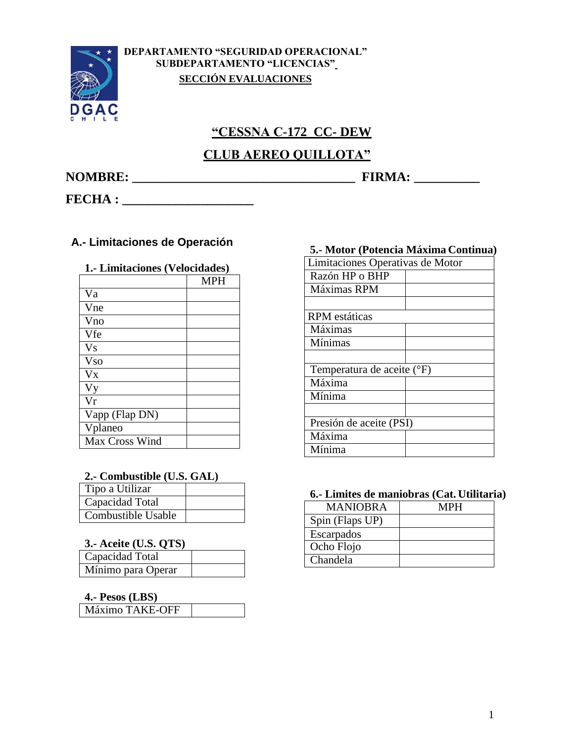**DEPARTAMENTO "SEGURIDAD OPERACIONAL"**
**SUBDEPARTAMENTO "LICENCIAS"**
**SECCIÓN EVALUACIONES**

## "CESSNA C-172 CC- DEW
## CLUB AEREO QUILLOTA"

**NOMBRE: ___________________________________ FIRMA: __________**

**FECHA : ____________________**

## A.- Limitaciones de Operación

### 1.- Limitaciones (Velocidades)

| | MPH |
|---|---|
| Va | |
| Vne | |
| Vno | |
| Vfe | |
| Vs | |
| Vso | |
| Vx | |
| Vy | |
| Vr | |
| Vapp (Flap DN) | |
| Vplaneo | |
| Max Cross Wind | |

### 2.- Combustible (U.S. GAL)

| | |
|---|---|
| Tipo a Utilizar | |
| Capacidad Total | |
| Combustible Usable | |

### 3.- Aceite (U.S. QTS)

| | |
|---|---|
| Capacidad Total | |
| Mínimo para Operar | |

### 4.- Pesos (LBS)

| | |
|---|---|
| Máximo TAKE-OFF | |

### 5.- Motor (Potencia Máxima Continua)

| Limitaciones Operativas de Motor | |
|---|---|
| Razón HP o BHP | |
| Máximas RPM | |
| | |
| RPM estáticas | |
| Máximas | |
| Mínimas | |
| | |
| Temperatura de aceite (°F) | |
| Máxima | |
| Mínima | |
| | |
| Presión de aceite (PSI) | |
| Máxima | |
| Mínima | |

### 6.- Limites de maniobras (Cat. Utilitaria)

| MANIOBRA | MPH |
|---|---|
| Spin (Flaps UP) | |
| Escarpados | |
| Ocho Flojo | |
| Chandela | |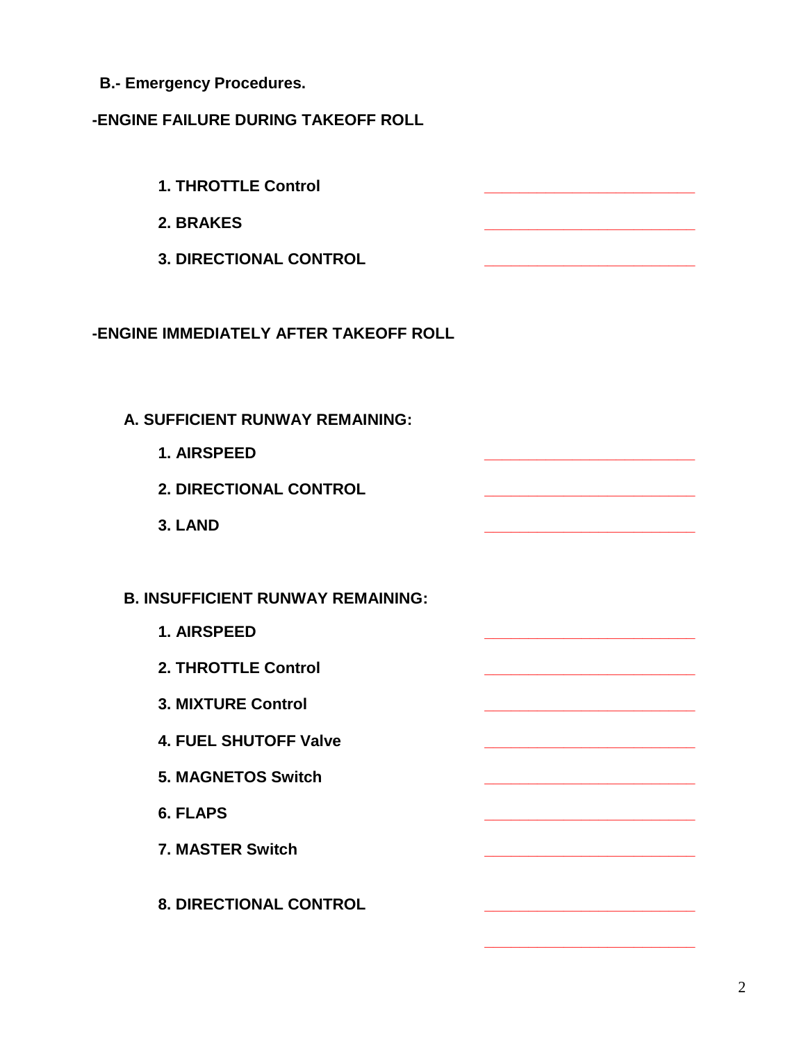**B.- Emergency Procedures.**

**-ENGINE FAILURE DURING TAKEOFF ROLL**

1. **THROTTLE Control** \_\_\_\_\_\_\_\_\_\_\_\_\_\_\_\_\_\_\_\_\_\_\_\_
2. **BRAKES** \_\_\_\_\_\_\_\_\_\_\_\_\_\_\_\_\_\_\_\_\_\_\_\_
3. **DIRECTIONAL CONTROL** \_\_\_\_\_\_\_\_\_\_\_\_\_\_\_\_\_\_\_\_\_\_\_\_

**-ENGINE IMMEDIATELY AFTER TAKEOFF ROLL**

**A. SUFFICIENT RUNWAY REMAINING:**

1. **AIRSPEED** \_\_\_\_\_\_\_\_\_\_\_\_\_\_\_\_\_\_\_\_\_\_\_\_
2. **DIRECTIONAL CONTROL** \_\_\_\_\_\_\_\_\_\_\_\_\_\_\_\_\_\_\_\_\_\_\_\_
3. **LAND** \_\_\_\_\_\_\_\_\_\_\_\_\_\_\_\_\_\_\_\_\_\_\_\_

**B. INSUFFICIENT RUNWAY REMAINING:**

1. **AIRSPEED** \_\_\_\_\_\_\_\_\_\_\_\_\_\_\_\_\_\_\_\_\_\_\_\_
2. **THROTTLE Control** \_\_\_\_\_\_\_\_\_\_\_\_\_\_\_\_\_\_\_\_\_\_\_\_
3. **MIXTURE Control** \_\_\_\_\_\_\_\_\_\_\_\_\_\_\_\_\_\_\_\_\_\_\_\_
4. **FUEL SHUTOFF Valve** \_\_\_\_\_\_\_\_\_\_\_\_\_\_\_\_\_\_\_\_\_\_\_\_
5. **MAGNETOS Switch** \_\_\_\_\_\_\_\_\_\_\_\_\_\_\_\_\_\_\_\_\_\_\_\_
6. **FLAPS** \_\_\_\_\_\_\_\_\_\_\_\_\_\_\_\_\_\_\_\_\_\_\_\_
7. **MASTER Switch** \_\_\_\_\_\_\_\_\_\_\_\_\_\_\_\_\_\_\_\_\_\_\_\_
8. **DIRECTIONAL CONTROL** \_\_\_\_\_\_\_\_\_\_\_\_\_\_\_\_\_\_\_\_\_\_\_\_

\_\_\_\_\_\_\_\_\_\_\_\_\_\_\_\_\_\_\_\_\_\_\_\_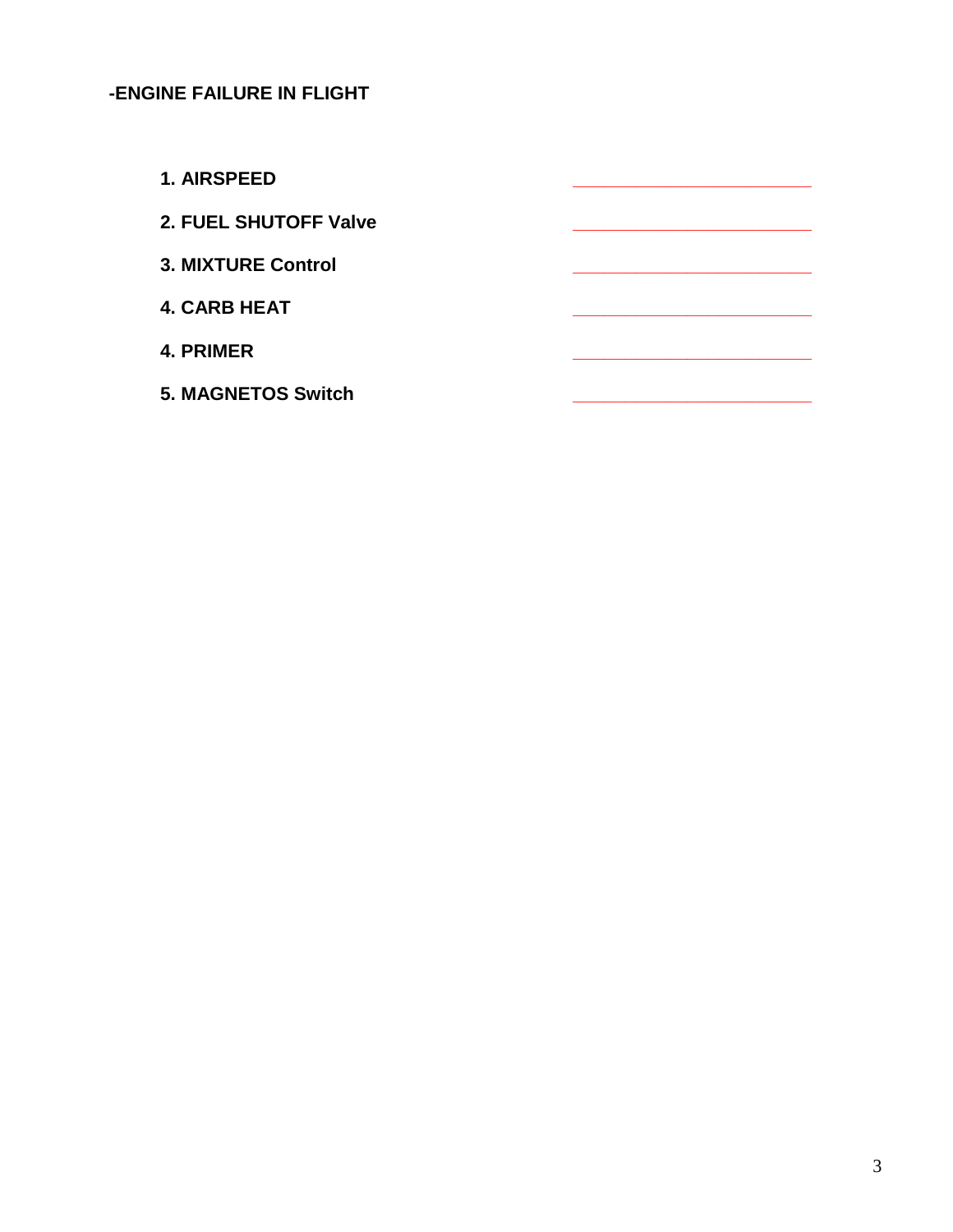**-ENGINE FAILURE IN FLIGHT**

1. AIRSPEED ______________________
2. FUEL SHUTOFF Valve ______________________
3. MIXTURE Control ______________________
4. CARB HEAT ______________________
4. PRIMER ______________________
5. MAGNETOS Switch ______________________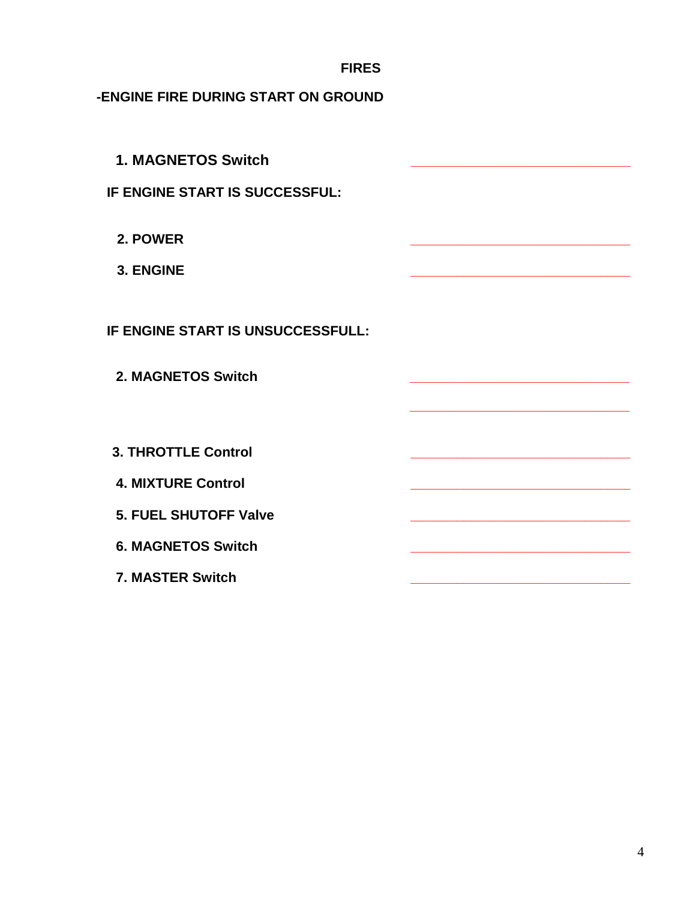# FIRES

## -ENGINE FIRE DURING START ON GROUND

1. **MAGNETOS Switch** ______________________________

**IF ENGINE START IS SUCCESSFUL:**

2. **POWER** ______________________________
3. **ENGINE** ______________________________

**IF ENGINE START IS UNSUCCESSFULL:**

2. **MAGNETOS Switch** ______________________________

   ______________________________

3. **THROTTLE Control** ______________________________
4. **MIXTURE Control** ______________________________
5. **FUEL SHUTOFF Valve** ______________________________
6. **MAGNETOS Switch** ______________________________
7. **MASTER Switch** ______________________________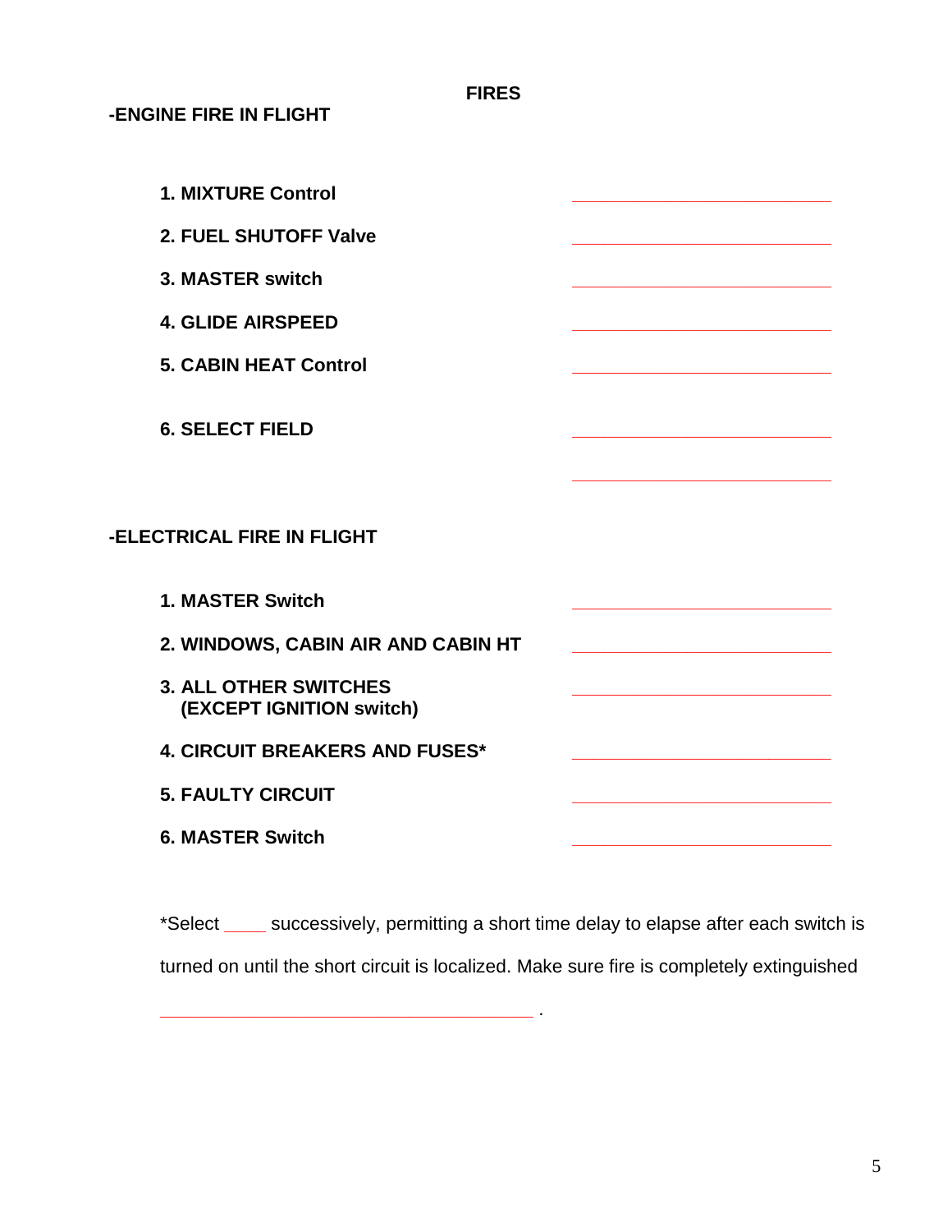## FIRES

### -ENGINE FIRE IN FLIGHT

1. MIXTURE Control ____________________
2. FUEL SHUTOFF Valve ____________________
3. MASTER switch ____________________
4. GLIDE AIRSPEED ____________________
5. CABIN HEAT Control ____________________
6. SELECT FIELD ____________________

____________________

### -ELECTRICAL FIRE IN FLIGHT

1. MASTER Switch ____________________
2. WINDOWS, CABIN AIR AND CABIN HT ____________________
3. ALL OTHER SWITCHES (EXCEPT IGNITION switch) ____________________
4. CIRCUIT BREAKERS AND FUSES* ____________________
5. FAULTY CIRCUIT ____________________
6. MASTER Switch ____________________

*Select ____ successively, permitting a short time delay to elapse after each switch is turned on until the short circuit is localized. Make sure fire is completely extinguished

______________________________ .